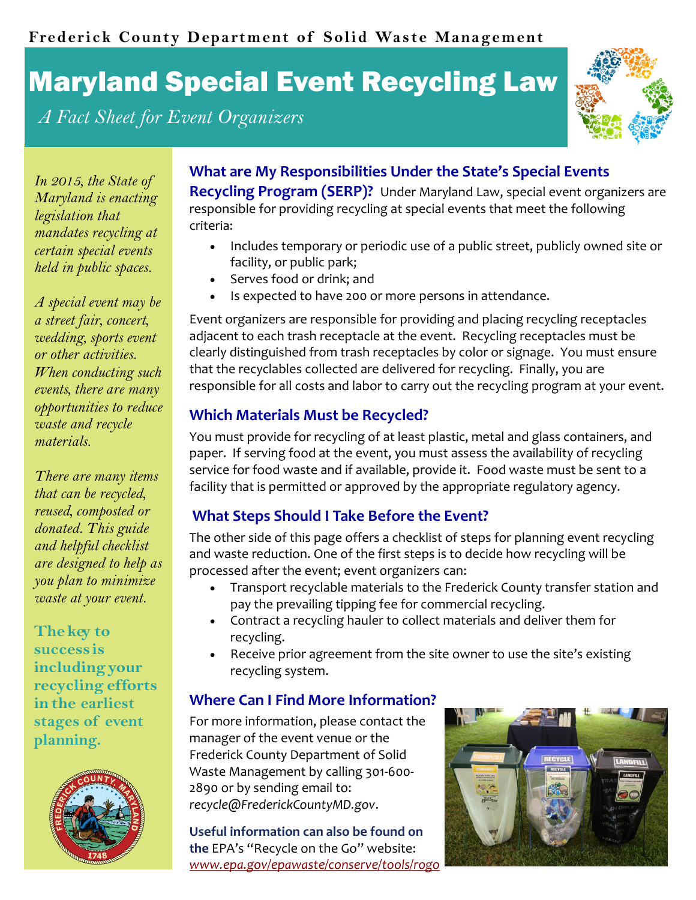**Frederick County Department of Solid Waste Management**

# Maryland Special Event Recycling Law

*A Fact Sheet for Event Organizers*

*In 2015, the State of Maryland is enacting legislation that mandates recycling at certain special events held in public spaces.*

*A special event may be a street fair, concert, wedding, sports event or other activities. When conducting such events, there are many opportunities to reduce waste and recycle materials.*

*There are many items that can be recycled, reused, composted or donated. This guide and helpful checklist are designed to help as you plan to minimize waste at your event.*

**The key to success is including your recycling efforts in the earliest stages of event planning.**

## What are My Responsibilities Under the State's Special Events Recycling Program (SERP)?

Under Maryland Law, special event organizers are responsible for providing recycling at special events that meet the following criteria:

- Includes temporary or periodic use of a public street, publicly owned site or facility, or public park;
- Serves food or drink; and
- Is expected to have 200 or more persons in attendance.

Event organizers are responsible for providing and placing recycling receptacles adjacent to each trash receptacle at the event. Recycling receptacles must be clearly distinguished from trash receptacles by color or signage. You must ensure that the recyclables collected are delivered for recycling. Finally, you are responsible for all costs and labor to carry out the recycling program at your event.

## Which Materials Must be Recycled?

You must provide for recycling of at least plastic, metal and glass containers, and paper. If serving food at the event, you must assess the availability of recycling service for food waste and if available, provide it. Food waste must be sent to a facility that is permitted or approved by the appropriate regulatory agency.

## What Steps Should I Take Before the Event?

The other side of this page offers a checklist of steps for planning event recycling and waste reduction. One of the first steps is to decide how recycling will be processed after the event; event organizers can:

- Transport recyclable materials to the Frederick County transfer station and pay the prevailing tipping fee for commercial recycling.
- Contract a recycling hauler to collect materials and deliver them for recycling.
- Receive prior agreement from the site owner to use the site's existing recycling system.

## Where Can I Find More Information?

For more information, please contact the manager of the event venue or the Frederick County Department of Solid Waste Management by calling 301-600-2890 or by sending email to: *recycle@FrederickCountyMD.gov*.

**Useful information can also be found on the** EPA's "Recycle on the Go" website: *www.epa.gov/epawaste/conserve/tools/rogo*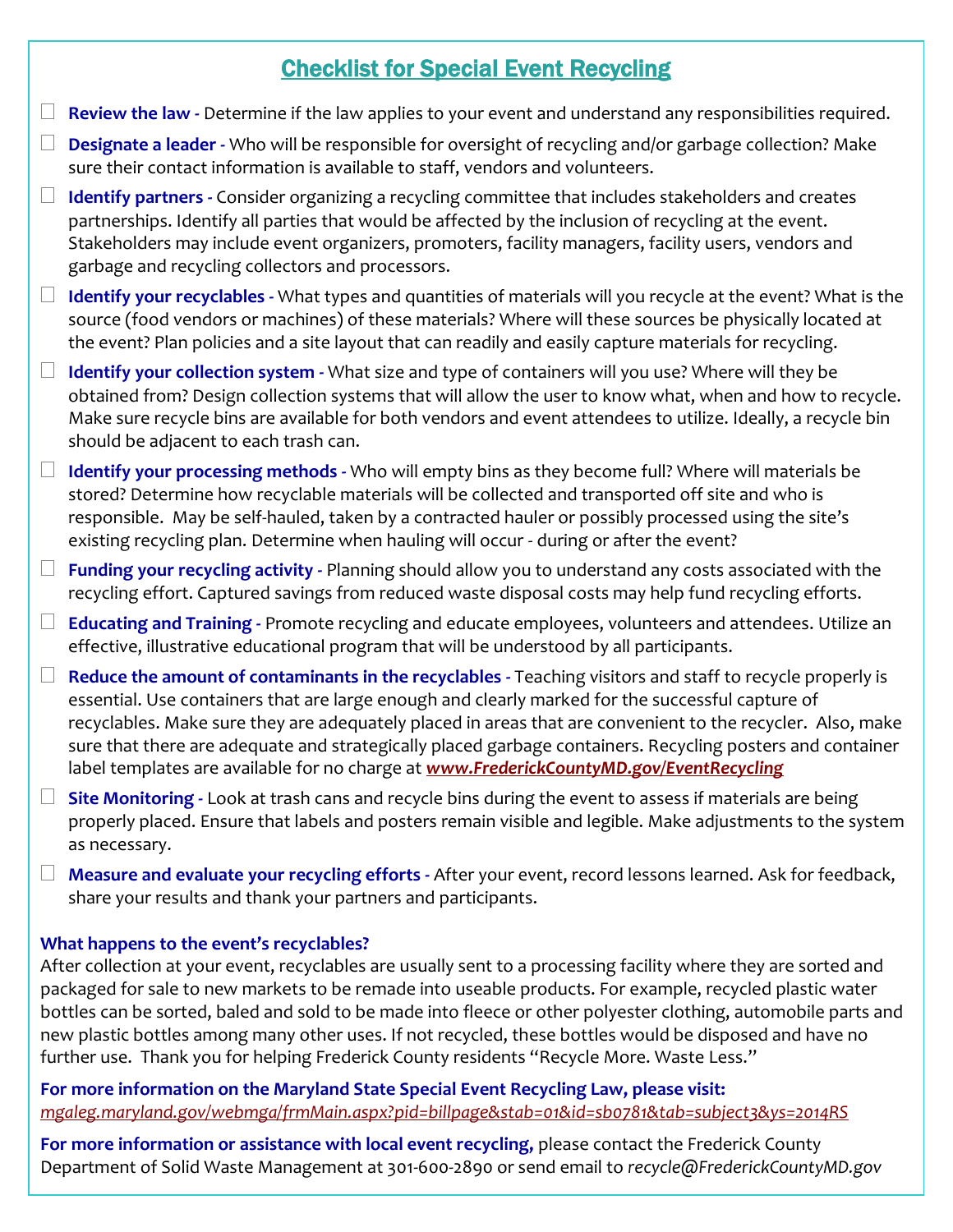# Checklist for Special Event Recycling

- ☐ **Review the law -** Determine if the law applies to your event and understand any responsibilities required.
- ☐ **Designate a leader -** Who will be responsible for oversight of recycling and/or garbage collection? Make sure their contact information is available to staff, vendors and volunteers.
- ☐ **Identify partners -** Consider organizing a recycling committee that includes stakeholders and creates partnerships. Identify all parties that would be affected by the inclusion of recycling at the event. Stakeholders may include event organizers, promoters, facility managers, facility users, vendors and garbage and recycling collectors and processors.
- ☐ **Identify your recyclables -** What types and quantities of materials will you recycle at the event? What is the source (food vendors or machines) of these materials? Where will these sources be physically located at the event? Plan policies and a site layout that can readily and easily capture materials for recycling.
- ☐ **Identify your collection system -** What size and type of containers will you use? Where will they be obtained from? Design collection systems that will allow the user to know what, when and how to recycle. Make sure recycle bins are available for both vendors and event attendees to utilize. Ideally, a recycle bin should be adjacent to each trash can.
- ☐ **Identify your processing methods -** Who will empty bins as they become full? Where will materials be stored? Determine how recyclable materials will be collected and transported off site and who is responsible. May be self-hauled, taken by a contracted hauler or possibly processed using the site's existing recycling plan. Determine when hauling will occur - during or after the event?
- ☐ **Funding your recycling activity -** Planning should allow you to understand any costs associated with the recycling effort. Captured savings from reduced waste disposal costs may help fund recycling efforts.
- ☐ **Educating and Training -** Promote recycling and educate employees, volunteers and attendees. Utilize an effective, illustrative educational program that will be understood by all participants.
- ☐ **Reduce the amount of contaminants in the recyclables -** Teaching visitors and staff to recycle properly is essential. Use containers that are large enough and clearly marked for the successful capture of recyclables. Make sure they are adequately placed in areas that are convenient to the recycler. Also, make sure that there are adequate and strategically placed garbage containers. Recycling posters and container label templates are available for no charge at ***www.FrederickCountyMD.gov/EventRecycling***
- ☐ **Site Monitoring -** Look at trash cans and recycle bins during the event to assess if materials are being properly placed. Ensure that labels and posters remain visible and legible. Make adjustments to the system as necessary.
- ☐ **Measure and evaluate your recycling efforts -** After your event, record lessons learned. Ask for feedback, share your results and thank your partners and participants.

**What happens to the event's recyclables?**

After collection at your event, recyclables are usually sent to a processing facility where they are sorted and packaged for sale to new markets to be remade into useable products. For example, recycled plastic water bottles can be sorted, baled and sold to be made into fleece or other polyester clothing, automobile parts and new plastic bottles among many other uses. If not recycled, these bottles would be disposed and have no further use. Thank you for helping Frederick County residents "Recycle More. Waste Less."

**For more information on the Maryland State Special Event Recycling Law, please visit:**
*mgaleg.maryland.gov/webmga/frmMain.aspx?pid=billpage&stab=01&id=sb0781&tab=subject3&ys=2014RS*

**For more information or assistance with local event recycling,** please contact the Frederick County Department of Solid Waste Management at 301-600-2890 or send email to *recycle@FrederickCountyMD.gov*